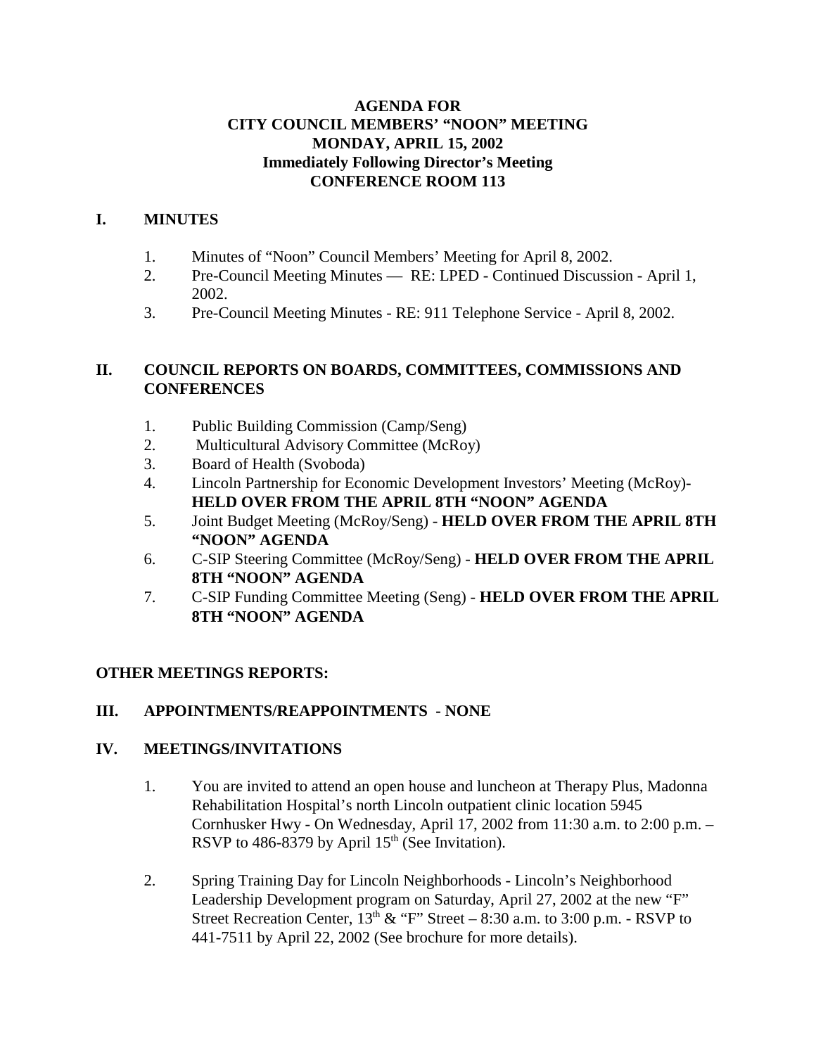# AGENDA FOR
# CITY COUNCIL MEMBERS' "NOON" MEETING
# MONDAY, APRIL 15, 2002
## Immediately Following Director's Meeting
## CONFERENCE ROOM 113

## I. MINUTES

1. Minutes of "Noon" Council Members' Meeting for April 8, 2002.
2. Pre-Council Meeting Minutes — RE: LPED - Continued Discussion - April 1, 2002.
3. Pre-Council Meeting Minutes - RE: 911 Telephone Service - April 8, 2002.

## II. COUNCIL REPORTS ON BOARDS, COMMITTEES, COMMISSIONS AND CONFERENCES

1. Public Building Commission (Camp/Seng)
2. Multicultural Advisory Committee (McRoy)
3. Board of Health (Svoboda)
4. Lincoln Partnership for Economic Development Investors' Meeting (McRoy)- **HELD OVER FROM THE APRIL 8TH "NOON" AGENDA**
5. Joint Budget Meeting (McRoy/Seng) - **HELD OVER FROM THE APRIL 8TH "NOON" AGENDA**
6. C-SIP Steering Committee (McRoy/Seng) - **HELD OVER FROM THE APRIL 8TH "NOON" AGENDA**
7. C-SIP Funding Committee Meeting (Seng) - **HELD OVER FROM THE APRIL 8TH "NOON" AGENDA**

**OTHER MEETINGS REPORTS:**

## III. APPOINTMENTS/REAPPOINTMENTS - NONE

## IV. MEETINGS/INVITATIONS

1. You are invited to attend an open house and luncheon at Therapy Plus, Madonna Rehabilitation Hospital's north Lincoln outpatient clinic location 5945 Cornhusker Hwy - On Wednesday, April 17, 2002 from 11:30 a.m. to 2:00 p.m. – RSVP to 486-8379 by April 15th (See Invitation).

2. Spring Training Day for Lincoln Neighborhoods - Lincoln's Neighborhood Leadership Development program on Saturday, April 27, 2002 at the new "F" Street Recreation Center, 13th & "F" Street – 8:30 a.m. to 3:00 p.m. - RSVP to 441-7511 by April 22, 2002 (See brochure for more details).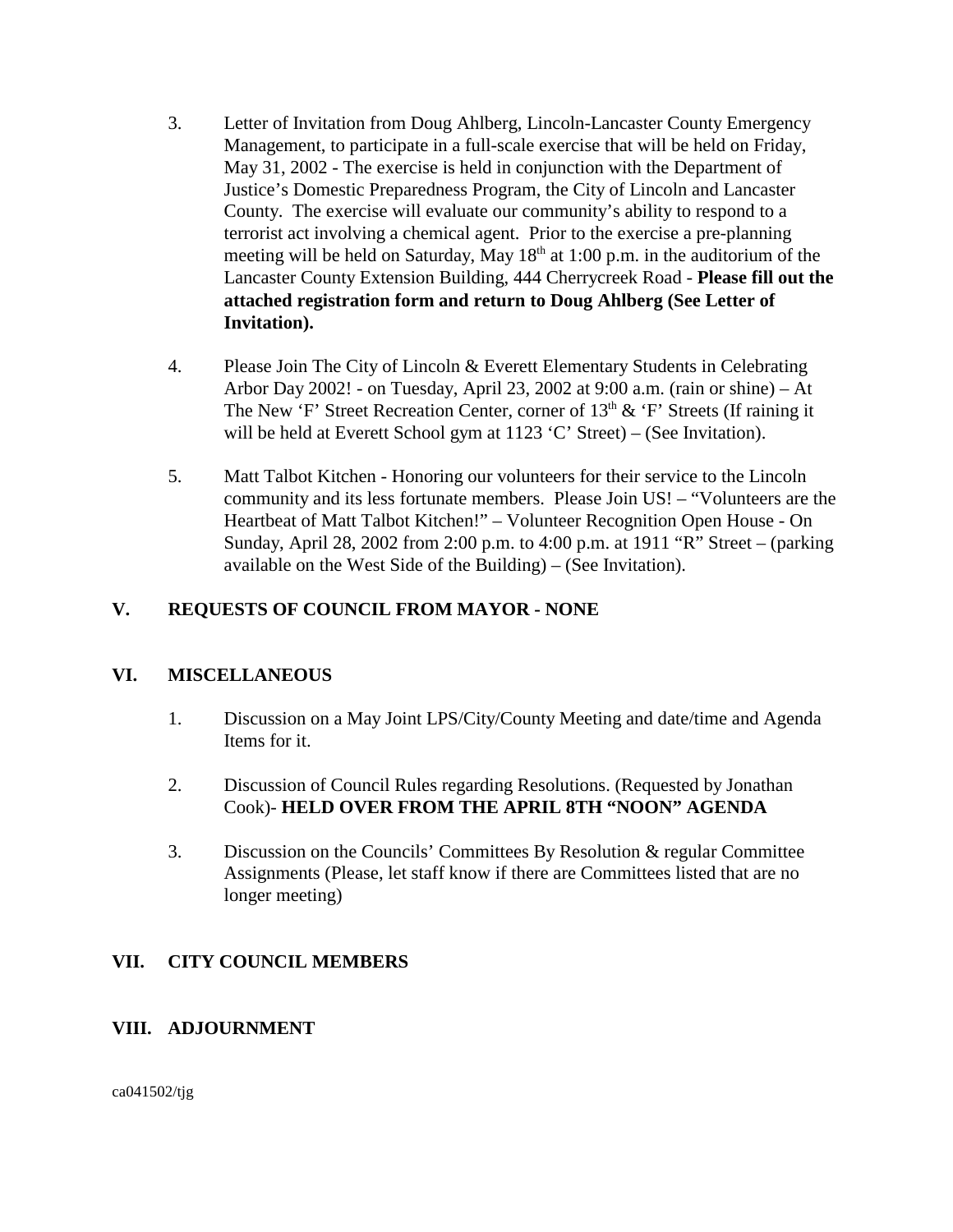3. Letter of Invitation from Doug Ahlberg, Lincoln-Lancaster County Emergency Management, to participate in a full-scale exercise that will be held on Friday, May 31, 2002 - The exercise is held in conjunction with the Department of Justice's Domestic Preparedness Program, the City of Lincoln and Lancaster County. The exercise will evaluate our community's ability to respond to a terrorist act involving a chemical agent. Prior to the exercise a pre-planning meeting will be held on Saturday, May 18th at 1:00 p.m. in the auditorium of the Lancaster County Extension Building, 444 Cherrycreek Road - **Please fill out the attached registration form and return to Doug Ahlberg (See Letter of Invitation).**

4. Please Join The City of Lincoln & Everett Elementary Students in Celebrating Arbor Day 2002! - on Tuesday, April 23, 2002 at 9:00 a.m. (rain or shine) – At The New 'F' Street Recreation Center, corner of 13th & 'F' Streets (If raining it will be held at Everett School gym at 1123 'C' Street) – (See Invitation).

5. Matt Talbot Kitchen - Honoring our volunteers for their service to the Lincoln community and its less fortunate members. Please Join US! – "Volunteers are the Heartbeat of Matt Talbot Kitchen!" – Volunteer Recognition Open House - On Sunday, April 28, 2002 from 2:00 p.m. to 4:00 p.m. at 1911 "R" Street – (parking available on the West Side of the Building) – (See Invitation).

## V. REQUESTS OF COUNCIL FROM MAYOR - NONE

## VI. MISCELLANEOUS

1. Discussion on a May Joint LPS/City/County Meeting and date/time and Agenda Items for it.

2. Discussion of Council Rules regarding Resolutions. (Requested by Jonathan Cook)- **HELD OVER FROM THE APRIL 8TH "NOON" AGENDA**

3. Discussion on the Councils' Committees By Resolution & regular Committee Assignments (Please, let staff know if there are Committees listed that are no longer meeting)

## VII. CITY COUNCIL MEMBERS

## VIII. ADJOURNMENT

ca041502/tjg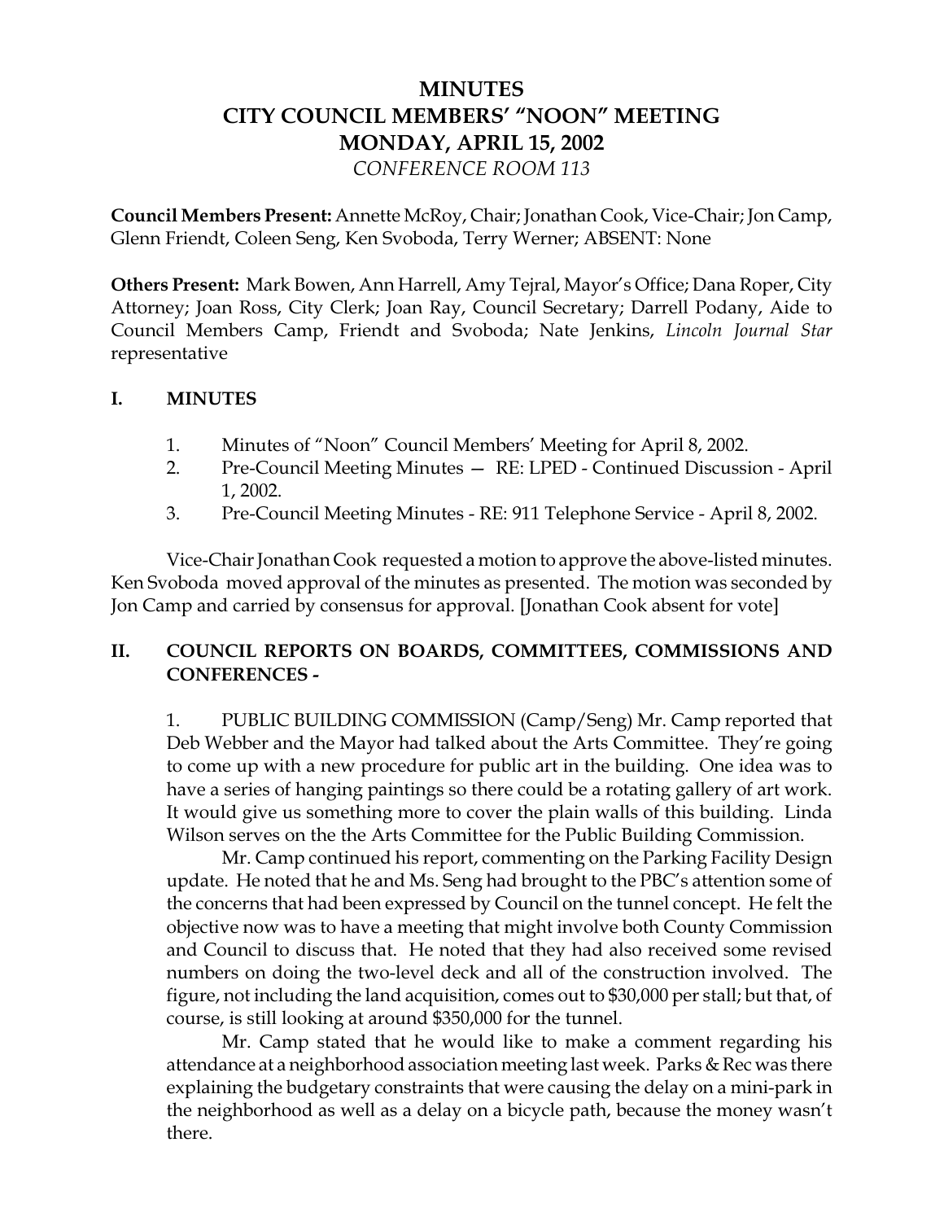# MINUTES
# CITY COUNCIL MEMBERS' "NOON" MEETING
# MONDAY, APRIL 15, 2002
*CONFERENCE ROOM 113*

**Council Members Present:** Annette McRoy, Chair; Jonathan Cook, Vice-Chair; Jon Camp, Glenn Friendt, Coleen Seng, Ken Svoboda, Terry Werner; ABSENT: None

**Others Present:** Mark Bowen, Ann Harrell, Amy Tejral, Mayor's Office; Dana Roper, City Attorney; Joan Ross, City Clerk; Joan Ray, Council Secretary; Darrell Podany, Aide to Council Members Camp, Friendt and Svoboda; Nate Jenkins, *Lincoln Journal Star* representative

## I. MINUTES

1. Minutes of "Noon" Council Members' Meeting for April 8, 2002.
2. Pre-Council Meeting Minutes — RE: LPED - Continued Discussion - April 1, 2002.
3. Pre-Council Meeting Minutes - RE: 911 Telephone Service - April 8, 2002.

Vice-Chair Jonathan Cook requested a motion to approve the above-listed minutes. Ken Svoboda moved approval of the minutes as presented. The motion was seconded by Jon Camp and carried by consensus for approval. [Jonathan Cook absent for vote]

## II. COUNCIL REPORTS ON BOARDS, COMMITTEES, COMMISSIONS AND CONFERENCES -

1. PUBLIC BUILDING COMMISSION (Camp/Seng) Mr. Camp reported that Deb Webber and the Mayor had talked about the Arts Committee. They're going to come up with a new procedure for public art in the building. One idea was to have a series of hanging paintings so there could be a rotating gallery of art work. It would give us something more to cover the plain walls of this building. Linda Wilson serves on the the Arts Committee for the Public Building Commission.

Mr. Camp continued his report, commenting on the Parking Facility Design update. He noted that he and Ms. Seng had brought to the PBC's attention some of the concerns that had been expressed by Council on the tunnel concept. He felt the objective now was to have a meeting that might involve both County Commission and Council to discuss that. He noted that they had also received some revised numbers on doing the two-level deck and all of the construction involved. The figure, not including the land acquisition, comes out to $30,000 per stall; but that, of course, is still looking at around $350,000 for the tunnel.

Mr. Camp stated that he would like to make a comment regarding his attendance at a neighborhood association meeting last week. Parks & Rec was there explaining the budgetary constraints that were causing the delay on a mini-park in the neighborhood as well as a delay on a bicycle path, because the money wasn't there.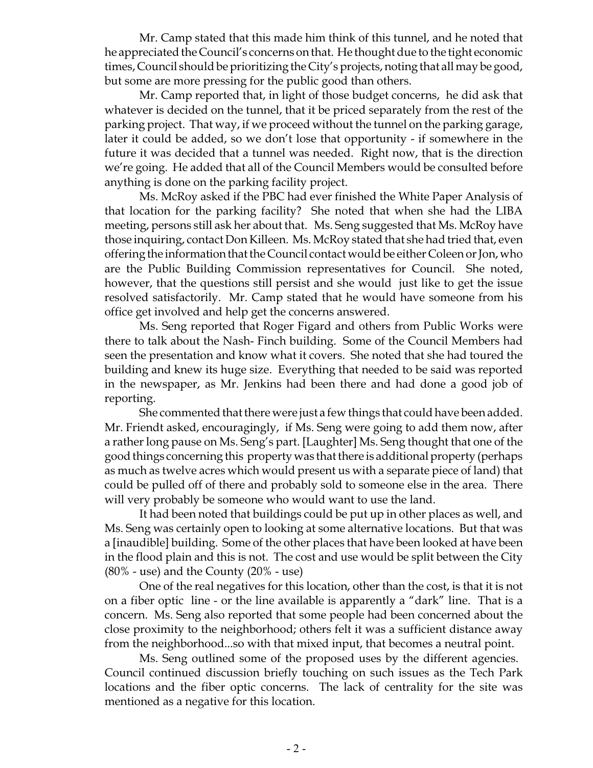Mr. Camp stated that this made him think of this tunnel, and he noted that he appreciated the Council's concerns on that. He thought due to the tight economic times, Council should be prioritizing the City's projects, noting that all may be good, but some are more pressing for the public good than others.

Mr. Camp reported that, in light of those budget concerns, he did ask that whatever is decided on the tunnel, that it be priced separately from the rest of the parking project. That way, if we proceed without the tunnel on the parking garage, later it could be added, so we don't lose that opportunity - if somewhere in the future it was decided that a tunnel was needed. Right now, that is the direction we're going. He added that all of the Council Members would be consulted before anything is done on the parking facility project.

Ms. McRoy asked if the PBC had ever finished the White Paper Analysis of that location for the parking facility? She noted that when she had the LIBA meeting, persons still ask her about that. Ms. Seng suggested that Ms. McRoy have those inquiring, contact Don Killeen. Ms. McRoy stated that she had tried that, even offering the information that the Council contact would be either Coleen or Jon, who are the Public Building Commission representatives for Council. She noted, however, that the questions still persist and she would just like to get the issue resolved satisfactorily. Mr. Camp stated that he would have someone from his office get involved and help get the concerns answered.

Ms. Seng reported that Roger Figard and others from Public Works were there to talk about the Nash- Finch building. Some of the Council Members had seen the presentation and know what it covers. She noted that she had toured the building and knew its huge size. Everything that needed to be said was reported in the newspaper, as Mr. Jenkins had been there and had done a good job of reporting.

She commented that there were just a few things that could have been added. Mr. Friendt asked, encouragingly, if Ms. Seng were going to add them now, after a rather long pause on Ms. Seng's part. [Laughter] Ms. Seng thought that one of the good things concerning this property was that there is additional property (perhaps as much as twelve acres which would present us with a separate piece of land) that could be pulled off of there and probably sold to someone else in the area. There will very probably be someone who would want to use the land.

It had been noted that buildings could be put up in other places as well, and Ms. Seng was certainly open to looking at some alternative locations. But that was a [inaudible] building. Some of the other places that have been looked at have been in the flood plain and this is not. The cost and use would be split between the City (80% - use) and the County (20% - use)

One of the real negatives for this location, other than the cost, is that it is not on a fiber optic line - or the line available is apparently a "dark" line. That is a concern. Ms. Seng also reported that some people had been concerned about the close proximity to the neighborhood; others felt it was a sufficient distance away from the neighborhood...so with that mixed input, that becomes a neutral point.

Ms. Seng outlined some of the proposed uses by the different agencies. Council continued discussion briefly touching on such issues as the Tech Park locations and the fiber optic concerns. The lack of centrality for the site was mentioned as a negative for this location.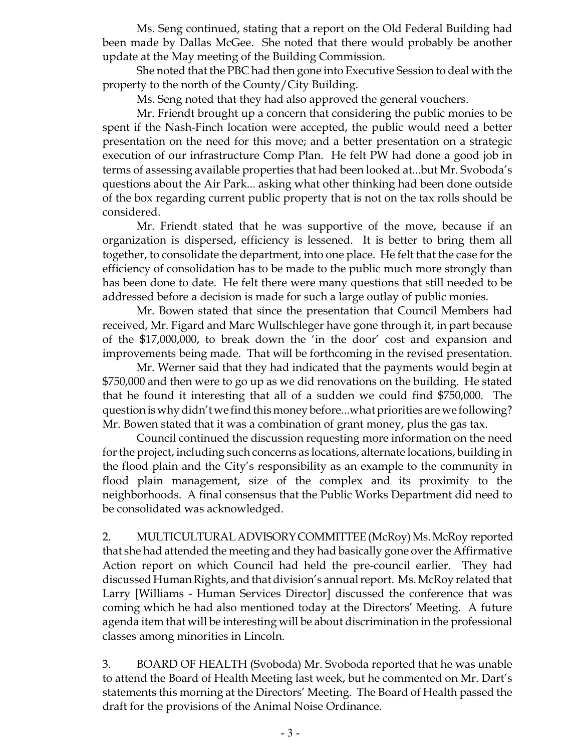Ms. Seng continued, stating that a report on the Old Federal Building had been made by Dallas McGee. She noted that there would probably be another update at the May meeting of the Building Commission.

She noted that the PBC had then gone into Executive Session to deal with the property to the north of the County/City Building.

Ms. Seng noted that they had also approved the general vouchers.

Mr. Friendt brought up a concern that considering the public monies to be spent if the Nash-Finch location were accepted, the public would need a better presentation on the need for this move; and a better presentation on a strategic execution of our infrastructure Comp Plan. He felt PW had done a good job in terms of assessing available properties that had been looked at...but Mr. Svoboda's questions about the Air Park... asking what other thinking had been done outside of the box regarding current public property that is not on the tax rolls should be considered.

Mr. Friendt stated that he was supportive of the move, because if an organization is dispersed, efficiency is lessened. It is better to bring them all together, to consolidate the department, into one place. He felt that the case for the efficiency of consolidation has to be made to the public much more strongly than has been done to date. He felt there were many questions that still needed to be addressed before a decision is made for such a large outlay of public monies.

Mr. Bowen stated that since the presentation that Council Members had received, Mr. Figard and Marc Wullschleger have gone through it, in part because of the $17,000,000, to break down the 'in the door' cost and expansion and improvements being made. That will be forthcoming in the revised presentation.

Mr. Werner said that they had indicated that the payments would begin at $750,000 and then were to go up as we did renovations on the building. He stated that he found it interesting that all of a sudden we could find $750,000. The question is why didn't we find this money before...what priorities are we following? Mr. Bowen stated that it was a combination of grant money, plus the gas tax.

Council continued the discussion requesting more information on the need for the project, including such concerns as locations, alternate locations, building in the flood plain and the City's responsibility as an example to the community in flood plain management, size of the complex and its proximity to the neighborhoods. A final consensus that the Public Works Department did need to be consolidated was acknowledged.

2. MULTICULTURAL ADVISORY COMMITTEE (McRoy) Ms. McRoy reported that she had attended the meeting and they had basically gone over the Affirmative Action report on which Council had held the pre-council earlier. They had discussed Human Rights, and that division's annual report. Ms. McRoy related that Larry [Williams - Human Services Director] discussed the conference that was coming which he had also mentioned today at the Directors' Meeting. A future agenda item that will be interesting will be about discrimination in the professional classes among minorities in Lincoln.

3. BOARD OF HEALTH (Svoboda) Mr. Svoboda reported that he was unable to attend the Board of Health Meeting last week, but he commented on Mr. Dart's statements this morning at the Directors' Meeting. The Board of Health passed the draft for the provisions of the Animal Noise Ordinance.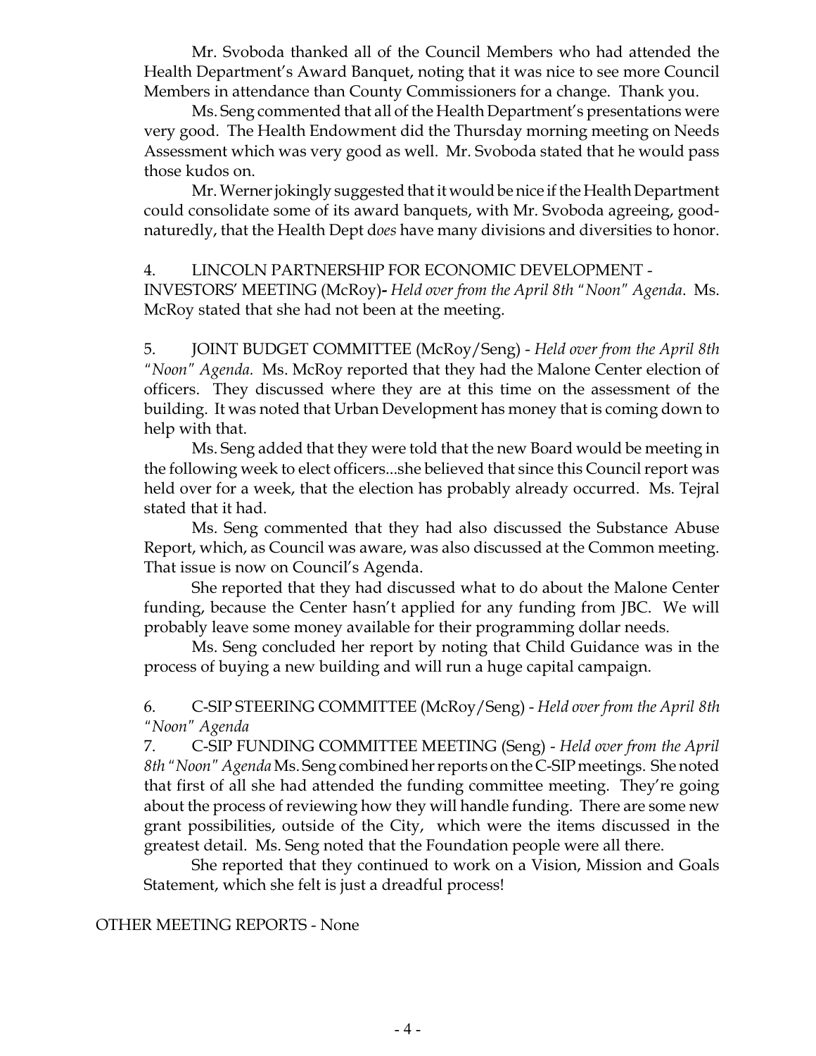Mr. Svoboda thanked all of the Council Members who had attended the Health Department's Award Banquet, noting that it was nice to see more Council Members in attendance than County Commissioners for a change. Thank you.

Ms. Seng commented that all of the Health Department's presentations were very good. The Health Endowment did the Thursday morning meeting on Needs Assessment which was very good as well. Mr. Svoboda stated that he would pass those kudos on.

Mr. Werner jokingly suggested that it would be nice if the Health Department could consolidate some of its award banquets, with Mr. Svoboda agreeing, good-naturedly, that the Health Dept d*oes* have many divisions and diversities to honor.

4. LINCOLN PARTNERSHIP FOR ECONOMIC DEVELOPMENT - INVESTORS' MEETING (McRoy)**-** *Held over from the April 8th "Noon" Agenda*. Ms. McRoy stated that she had not been at the meeting.

5. JOINT BUDGET COMMITTEE (McRoy/Seng) - *Held over from the April 8th "Noon" Agenda.* Ms. McRoy reported that they had the Malone Center election of officers. They discussed where they are at this time on the assessment of the building. It was noted that Urban Development has money that is coming down to help with that.

Ms. Seng added that they were told that the new Board would be meeting in the following week to elect officers...she believed that since this Council report was held over for a week, that the election has probably already occurred. Ms. Tejral stated that it had.

Ms. Seng commented that they had also discussed the Substance Abuse Report, which, as Council was aware, was also discussed at the Common meeting. That issue is now on Council's Agenda.

She reported that they had discussed what to do about the Malone Center funding, because the Center hasn't applied for any funding from JBC. We will probably leave some money available for their programming dollar needs.

Ms. Seng concluded her report by noting that Child Guidance was in the process of buying a new building and will run a huge capital campaign.

6. C-SIP STEERING COMMITTEE (McRoy/Seng) - *Held over from the April 8th "Noon" Agenda*

7. C-SIP FUNDING COMMITTEE MEETING (Seng) - *Held over from the April 8th "Noon" Agenda* Ms. Seng combined her reports on the C-SIP meetings. She noted that first of all she had attended the funding committee meeting. They're going about the process of reviewing how they will handle funding. There are some new grant possibilities, outside of the City, which were the items discussed in the greatest detail. Ms. Seng noted that the Foundation people were all there.

She reported that they continued to work on a Vision, Mission and Goals Statement, which she felt is just a dreadful process!

OTHER MEETING REPORTS - None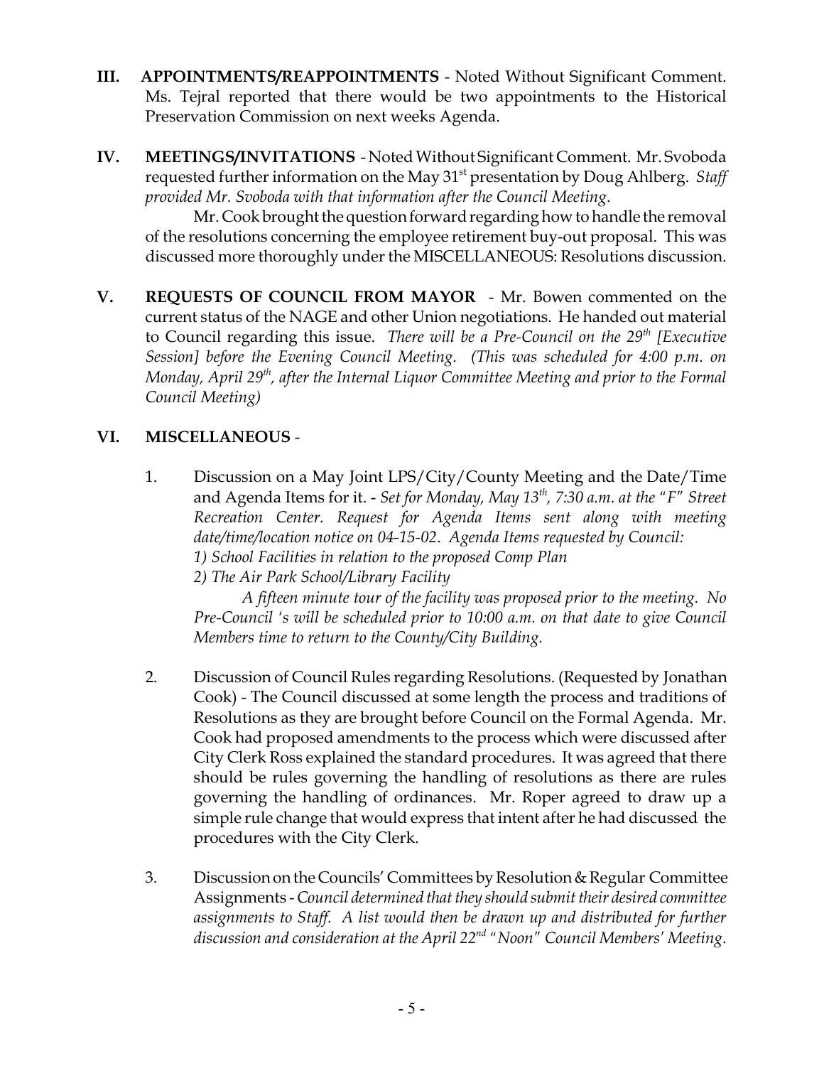**III. APPOINTMENTS/REAPPOINTMENTS** - Noted Without Significant Comment. Ms. Tejral reported that there would be two appointments to the Historical Preservation Commission on next weeks Agenda.

**IV. MEETINGS/INVITATIONS** - Noted Without Significant Comment. Mr. Svoboda requested further information on the May 31st presentation by Doug Ahlberg. *Staff provided Mr. Svoboda with that information after the Council Meeting.*

Mr. Cook brought the question forward regarding how to handle the removal of the resolutions concerning the employee retirement buy-out proposal. This was discussed more thoroughly under the MISCELLANEOUS: Resolutions discussion.

**V. REQUESTS OF COUNCIL FROM MAYOR** - Mr. Bowen commented on the current status of the NAGE and other Union negotiations. He handed out material to Council regarding this issue. *There will be a Pre-Council on the 29th [Executive Session] before the Evening Council Meeting. (This was scheduled for 4:00 p.m. on Monday, April 29th, after the Internal Liquor Committee Meeting and prior to the Formal Council Meeting)*

**VI. MISCELLANEOUS** -

1. Discussion on a May Joint LPS/City/County Meeting and the Date/Time and Agenda Items for it. - *Set for Monday, May 13th, 7:30 a.m. at the "F" Street Recreation Center. Request for Agenda Items sent along with meeting date/time/location notice on 04-15-02. Agenda Items requested by Council:*
   *1) School Facilities in relation to the proposed Comp Plan*
   *2) The Air Park School/Library Facility*

   *A fifteen minute tour of the facility was proposed prior to the meeting. No Pre-Council 's will be scheduled prior to 10:00 a.m. on that date to give Council Members time to return to the County/City Building.*

2. Discussion of Council Rules regarding Resolutions. (Requested by Jonathan Cook) - The Council discussed at some length the process and traditions of Resolutions as they are brought before Council on the Formal Agenda. Mr. Cook had proposed amendments to the process which were discussed after City Clerk Ross explained the standard procedures. It was agreed that there should be rules governing the handling of resolutions as there are rules governing the handling of ordinances. Mr. Roper agreed to draw up a simple rule change that would express that intent after he had discussed the procedures with the City Clerk.

3. Discussion on the Councils' Committees by Resolution & Regular Committee Assignments - *Council determined that they should submit their desired committee assignments to Staff. A list would then be drawn up and distributed for further discussion and consideration at the April 22nd "Noon" Council Members' Meeting.*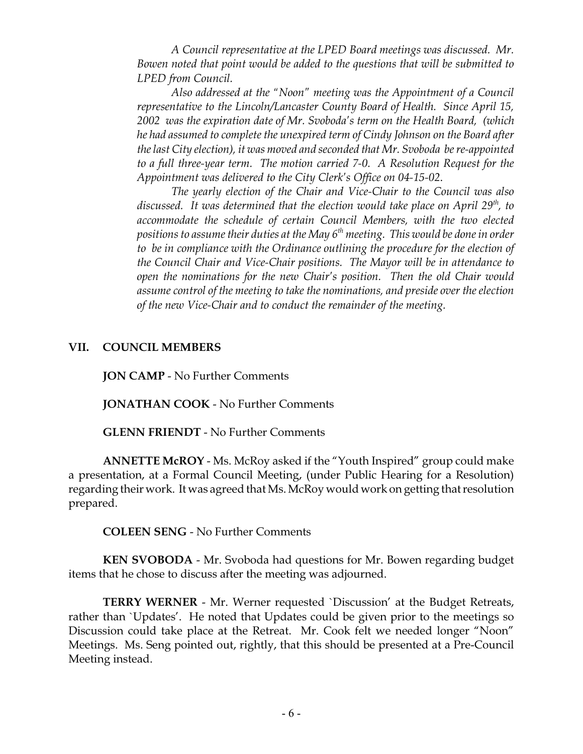*A Council representative at the LPED Board meetings was discussed. Mr. Bowen noted that point would be added to the questions that will be submitted to LPED from Council.*

*Also addressed at the "Noon" meeting was the Appointment of a Council representative to the Lincoln/Lancaster County Board of Health. Since April 15, 2002 was the expiration date of Mr. Svoboda's term on the Health Board, (which he had assumed to complete the unexpired term of Cindy Johnson on the Board after the last City election), it was moved and seconded that Mr. Svoboda be re-appointed to a full three-year term. The motion carried 7-0. A Resolution Request for the Appointment was delivered to the City Clerk's Office on 04-15-02.*

*The yearly election of the Chair and Vice-Chair to the Council was also discussed. It was determined that the election would take place on April 29th, to accommodate the schedule of certain Council Members, with the two elected positions to assume their duties at the May 6th meeting. This would be done in order to be in compliance with the Ordinance outlining the procedure for the election of the Council Chair and Vice-Chair positions. The Mayor will be in attendance to open the nominations for the new Chair's position. Then the old Chair would assume control of the meeting to take the nominations, and preside over the election of the new Vice-Chair and to conduct the remainder of the meeting.*

## VII. COUNCIL MEMBERS

**JON CAMP** - No Further Comments

**JONATHAN COOK** - No Further Comments

**GLENN FRIENDT** - No Further Comments

**ANNETTE McROY** - Ms. McRoy asked if the "Youth Inspired" group could make a presentation, at a Formal Council Meeting, (under Public Hearing for a Resolution) regarding their work. It was agreed that Ms. McRoy would work on getting that resolution prepared.

**COLEEN SENG** - No Further Comments

**KEN SVOBODA** - Mr. Svoboda had questions for Mr. Bowen regarding budget items that he chose to discuss after the meeting was adjourned.

**TERRY WERNER** - Mr. Werner requested `Discussion' at the Budget Retreats, rather than `Updates'. He noted that Updates could be given prior to the meetings so Discussion could take place at the Retreat. Mr. Cook felt we needed longer "Noon" Meetings. Ms. Seng pointed out, rightly, that this should be presented at a Pre-Council Meeting instead.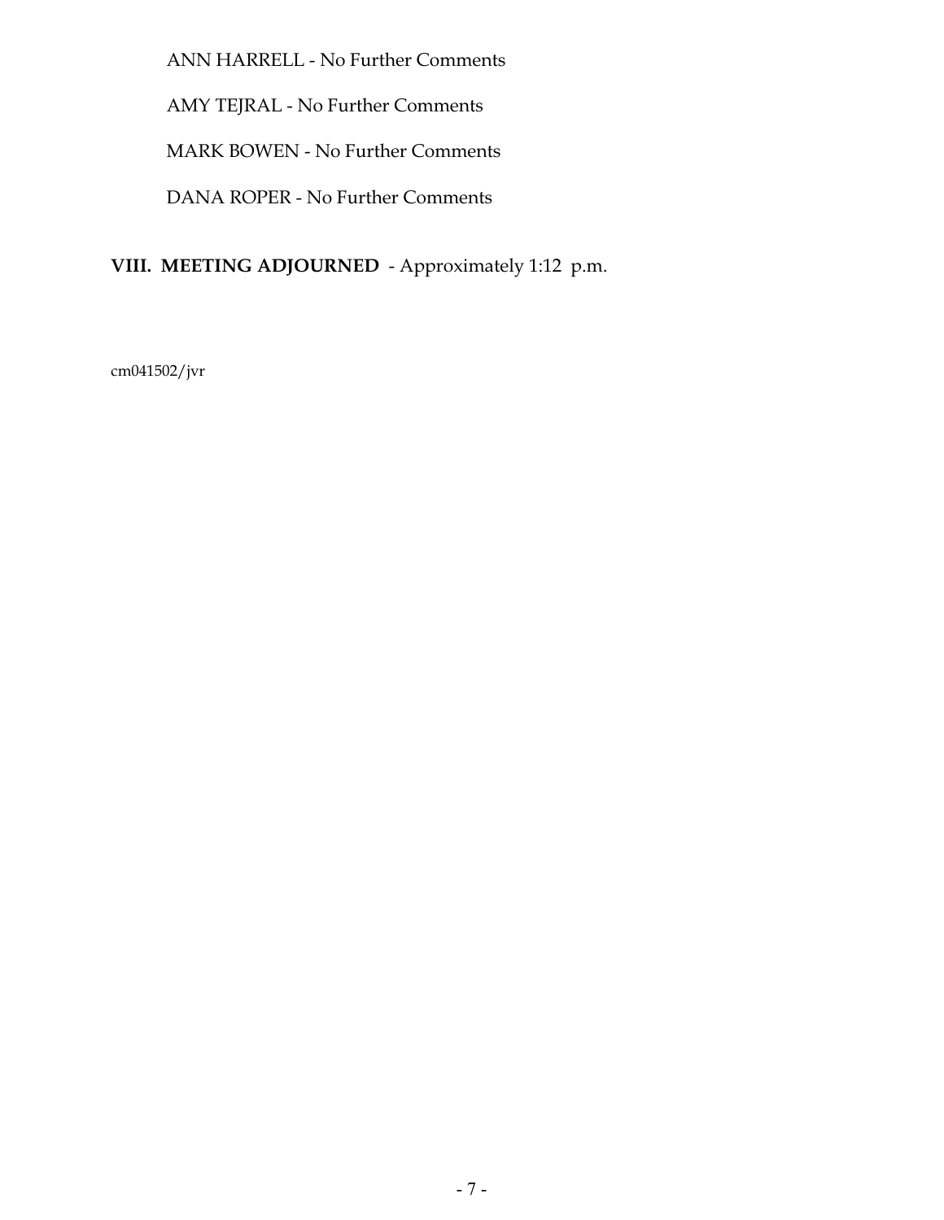ANN HARRELL - No Further Comments

AMY TEJRAL - No Further Comments

MARK BOWEN - No Further Comments

DANA ROPER - No Further Comments

**VIII. MEETING ADJOURNED** - Approximately 1:12 p.m.

cm041502/jvr